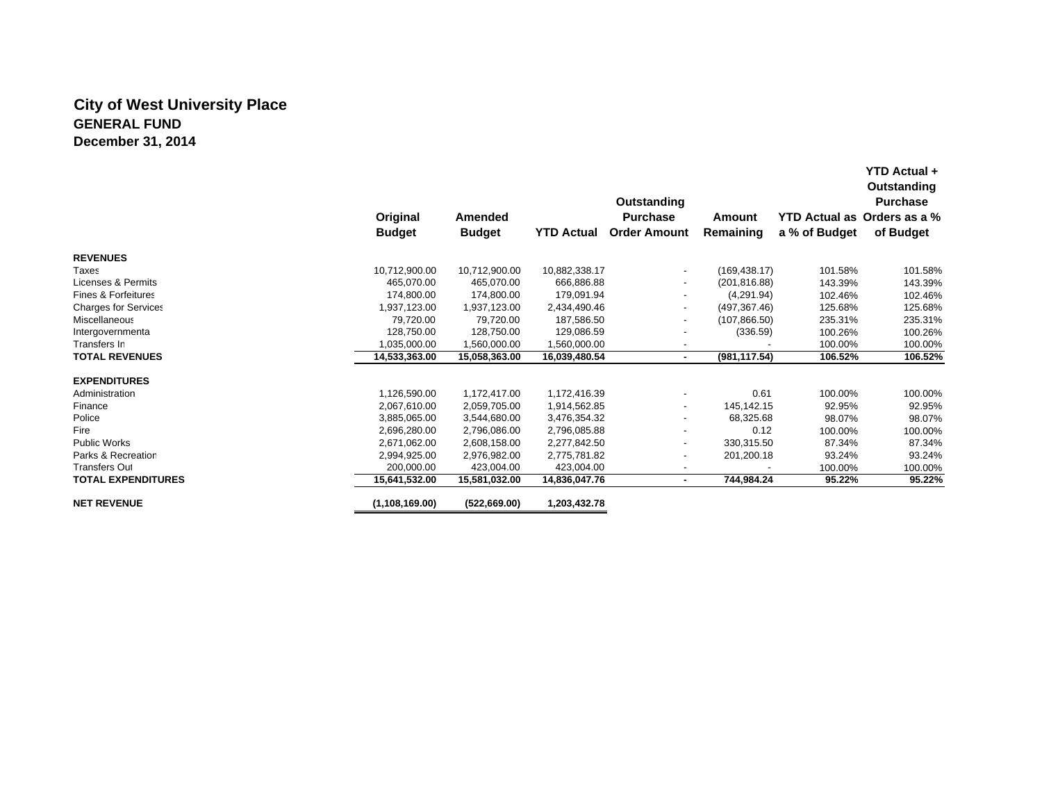# City of West University Place

## GENERAL FUND

## December 31, 2014

| | Original Budget | Amended Budget | YTD Actual | Outstanding Purchase Order Amount | Amount Remaining | YTD Actual as a % of Budget | YTD Actual + Outstanding Purchase Orders as a % of Budget |
|---|---|---|---|---|---|---|---|
| **REVENUES** | | | | | | | |
| Taxes | 10,712,900.00 | 10,712,900.00 | 10,882,338.17 | - | (169,438.17) | 101.58% | 101.58% |
| Licenses & Permits | 465,070.00 | 465,070.00 | 666,886.88 | - | (201,816.88) | 143.39% | 143.39% |
| Fines & Forfeitures | 174,800.00 | 174,800.00 | 179,091.94 | - | (4,291.94) | 102.46% | 102.46% |
| Charges for Services | 1,937,123.00 | 1,937,123.00 | 2,434,490.46 | - | (497,367.46) | 125.68% | 125.68% |
| Miscellaneous | 79,720.00 | 79,720.00 | 187,586.50 | - | (107,866.50) | 235.31% | 235.31% |
| Intergovernmental | 128,750.00 | 128,750.00 | 129,086.59 | - | (336.59) | 100.26% | 100.26% |
| Transfers In | 1,035,000.00 | 1,560,000.00 | 1,560,000.00 | - | - | 100.00% | 100.00% |
| **TOTAL REVENUES** | **14,533,363.00** | **15,058,363.00** | **16,039,480.54** | **-** | **(981,117.54)** | **106.52%** | **106.52%** |
| **EXPENDITURES** | | | | | | | |
| Administration | 1,126,590.00 | 1,172,417.00 | 1,172,416.39 | - | 0.61 | 100.00% | 100.00% |
| Finance | 2,067,610.00 | 2,059,705.00 | 1,914,562.85 | - | 145,142.15 | 92.95% | 92.95% |
| Police | 3,885,065.00 | 3,544,680.00 | 3,476,354.32 | - | 68,325.68 | 98.07% | 98.07% |
| Fire | 2,696,280.00 | 2,796,086.00 | 2,796,085.88 | - | 0.12 | 100.00% | 100.00% |
| Public Works | 2,671,062.00 | 2,608,158.00 | 2,277,842.50 | - | 330,315.50 | 87.34% | 87.34% |
| Parks & Recreation | 2,994,925.00 | 2,976,982.00 | 2,775,781.82 | - | 201,200.18 | 93.24% | 93.24% |
| Transfers Out | 200,000.00 | 423,004.00 | 423,004.00 | - | - | 100.00% | 100.00% |
| **TOTAL EXPENDITURES** | **15,641,532.00** | **15,581,032.00** | **14,836,047.76** | **-** | **744,984.24** | **95.22%** | **95.22%** |
| **NET REVENUE** | **(1,108,169.00)** | **(522,669.00)** | **1,203,432.78** | | | | |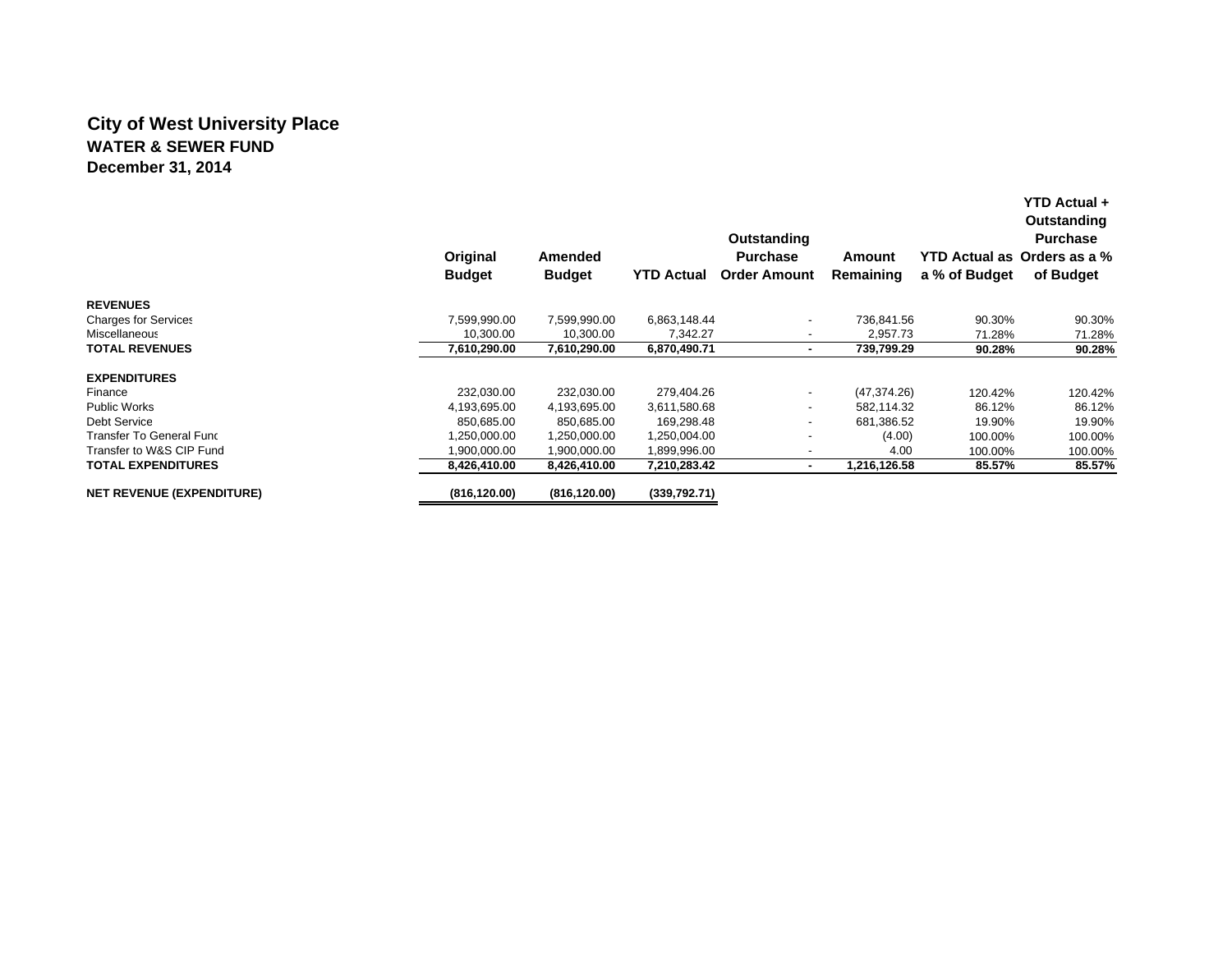# City of West University Place

## WATER & SEWER FUND

### December 31, 2014

| | Original Budget | Amended Budget | YTD Actual | Outstanding Purchase Order Amount | Amount Remaining | YTD Actual as a % of Budget | YTD Actual + Outstanding Purchase Orders as a % of Budget |
|---|---|---|---|---|---|---|---|
| **REVENUES** | | | | | | | |
| Charges for Services | 7,599,990.00 | 7,599,990.00 | 6,863,148.44 | - | 736,841.56 | 90.30% | 90.30% |
| Miscellaneous | 10,300.00 | 10,300.00 | 7,342.27 | - | 2,957.73 | 71.28% | 71.28% |
| **TOTAL REVENUES** | **7,610,290.00** | **7,610,290.00** | **6,870,490.71** | **-** | **739,799.29** | **90.28%** | **90.28%** |
| **EXPENDITURES** | | | | | | | |
| Finance | 232,030.00 | 232,030.00 | 279,404.26 | - | (47,374.26) | 120.42% | 120.42% |
| Public Works | 4,193,695.00 | 4,193,695.00 | 3,611,580.68 | - | 582,114.32 | 86.12% | 86.12% |
| Debt Service | 850,685.00 | 850,685.00 | 169,298.48 | - | 681,386.52 | 19.90% | 19.90% |
| Transfer To General Fund | 1,250,000.00 | 1,250,000.00 | 1,250,004.00 | - | (4.00) | 100.00% | 100.00% |
| Transfer to W&S CIP Fund | 1,900,000.00 | 1,900,000.00 | 1,899,996.00 | - | 4.00 | 100.00% | 100.00% |
| **TOTAL EXPENDITURES** | **8,426,410.00** | **8,426,410.00** | **7,210,283.42** | **-** | **1,216,126.58** | **85.57%** | **85.57%** |
| **NET REVENUE (EXPENDITURE)** | **(816,120.00)** | **(816,120.00)** | **(339,792.71)** | | | | |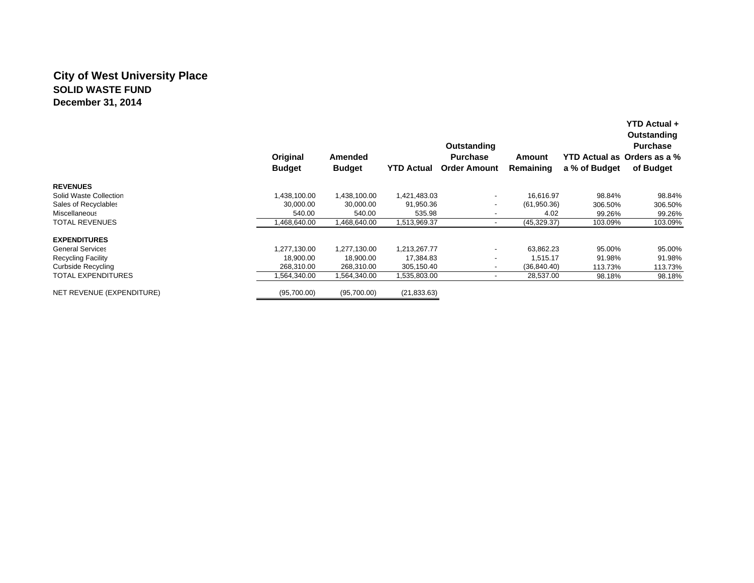# City of West University Place

## SOLID WASTE FUND

## December 31, 2014

| | Original Budget | Amended Budget | YTD Actual | Outstanding Purchase Order Amount | Amount Remaining | YTD Actual as a % of Budget | YTD Actual + Outstanding Purchase Orders as a % of Budget |
|---|---|---|---|---|---|---|---|
| **REVENUES** | | | | | | | |
| Solid Waste Collection | 1,438,100.00 | 1,438,100.00 | 1,421,483.03 | - | 16,616.97 | 98.84% | 98.84% |
| Sales of Recyclables | 30,000.00 | 30,000.00 | 91,950.36 | - | (61,950.36) | 306.50% | 306.50% |
| Miscellaneous | 540.00 | 540.00 | 535.98 | - | 4.02 | 99.26% | 99.26% |
| TOTAL REVENUES | 1,468,640.00 | 1,468,640.00 | 1,513,969.37 | - | (45,329.37) | 103.09% | 103.09% |
| **EXPENDITURES** | | | | | | | |
| General Services | 1,277,130.00 | 1,277,130.00 | 1,213,267.77 | - | 63,862.23 | 95.00% | 95.00% |
| Recycling Facility | 18,900.00 | 18,900.00 | 17,384.83 | - | 1,515.17 | 91.98% | 91.98% |
| Curbside Recycling | 268,310.00 | 268,310.00 | 305,150.40 | - | (36,840.40) | 113.73% | 113.73% |
| TOTAL EXPENDITURES | 1,564,340.00 | 1,564,340.00 | 1,535,803.00 | - | 28,537.00 | 98.18% | 98.18% |
| NET REVENUE (EXPENDITURE) | (95,700.00) | (95,700.00) | (21,833.63) | | | | |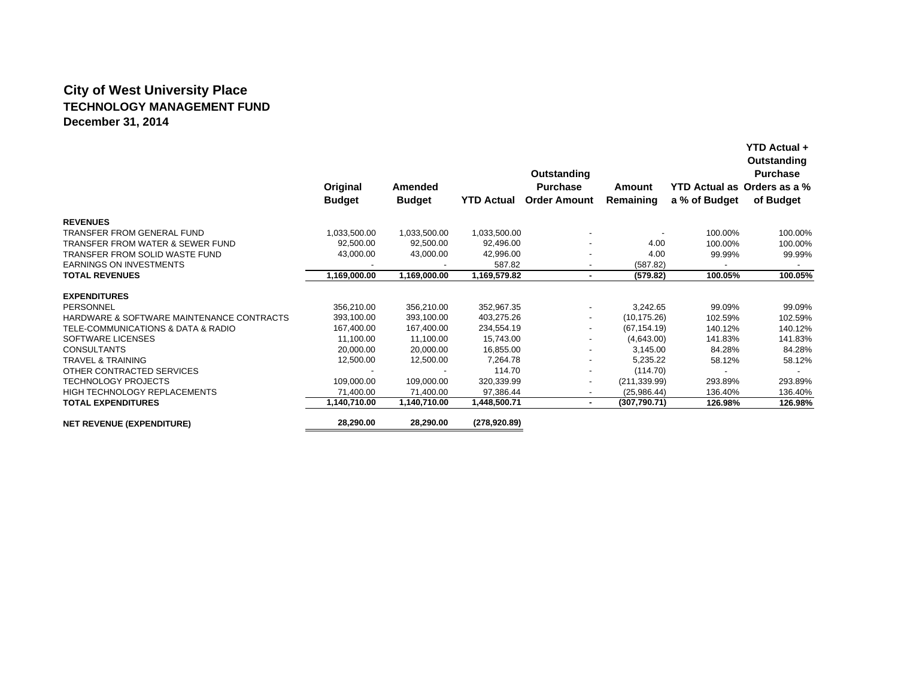# City of West University Place
## TECHNOLOGY MANAGEMENT FUND
### December 31, 2014

| | Original Budget | Amended Budget | YTD Actual | Outstanding Purchase Order Amount | Amount Remaining | YTD Actual as a % of Budget | YTD Actual + Outstanding Purchase Orders as a % of Budget |
|---|---|---|---|---|---|---|---|
| **REVENUES** | | | | | | | |
| TRANSFER FROM GENERAL FUND | 1,033,500.00 | 1,033,500.00 | 1,033,500.00 | - | - | 100.00% | 100.00% |
| TRANSFER FROM WATER & SEWER FUND | 92,500.00 | 92,500.00 | 92,496.00 | - | 4.00 | 100.00% | 100.00% |
| TRANSFER FROM SOLID WASTE FUND | 43,000.00 | 43,000.00 | 42,996.00 | - | 4.00 | 99.99% | 99.99% |
| EARNINGS ON INVESTMENTS | - | - | 587.82 | - | (587.82) | - | - |
| **TOTAL REVENUES** | **1,169,000.00** | **1,169,000.00** | **1,169,579.82** | **-** | **(579.82)** | **100.05%** | **100.05%** |
| **EXPENDITURES** | | | | | | | |
| PERSONNEL | 356,210.00 | 356,210.00 | 352,967.35 | - | 3,242.65 | 99.09% | 99.09% |
| HARDWARE & SOFTWARE MAINTENANCE CONTRACTS | 393,100.00 | 393,100.00 | 403,275.26 | - | (10,175.26) | 102.59% | 102.59% |
| TELE-COMMUNICATIONS & DATA & RADIO | 167,400.00 | 167,400.00 | 234,554.19 | - | (67,154.19) | 140.12% | 140.12% |
| SOFTWARE LICENSES | 11,100.00 | 11,100.00 | 15,743.00 | - | (4,643.00) | 141.83% | 141.83% |
| CONSULTANTS | 20,000.00 | 20,000.00 | 16,855.00 | - | 3,145.00 | 84.28% | 84.28% |
| TRAVEL & TRAINING | 12,500.00 | 12,500.00 | 7,264.78 | - | 5,235.22 | 58.12% | 58.12% |
| OTHER CONTRACTED SERVICES | - | - | 114.70 | - | (114.70) | - | - |
| TECHNOLOGY PROJECTS | 109,000.00 | 109,000.00 | 320,339.99 | - | (211,339.99) | 293.89% | 293.89% |
| HIGH TECHNOLOGY REPLACEMENTS | 71,400.00 | 71,400.00 | 97,386.44 | - | (25,986.44) | 136.40% | 136.40% |
| **TOTAL EXPENDITURES** | **1,140,710.00** | **1,140,710.00** | **1,448,500.71** | **-** | **(307,790.71)** | **126.98%** | **126.98%** |
| **NET REVENUE (EXPENDITURE)** | **28,290.00** | **28,290.00** | **(278,920.89)** | | | | |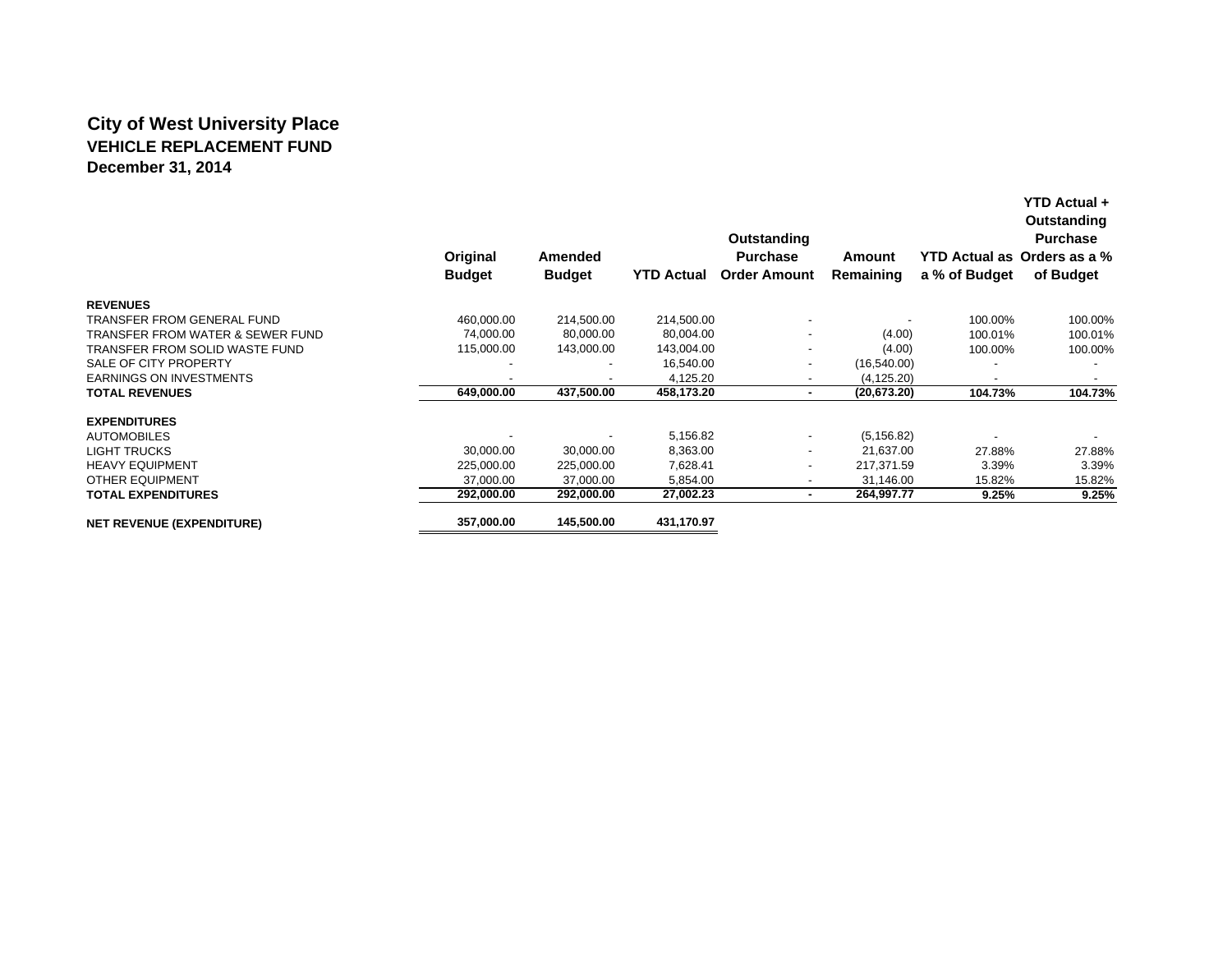# City of West University Place
## VEHICLE REPLACEMENT FUND
## December 31, 2014

| | Original Budget | Amended Budget | YTD Actual | Outstanding Purchase Order Amount | Amount Remaining | YTD Actual as a % of Budget | YTD Actual + Outstanding Purchase Orders as a % of Budget |
|---|---|---|---|---|---|---|---|
| **REVENUES** | | | | | | | |
| TRANSFER FROM GENERAL FUND | 460,000.00 | 214,500.00 | 214,500.00 | - | - | 100.00% | 100.00% |
| TRANSFER FROM WATER & SEWER FUND | 74,000.00 | 80,000.00 | 80,004.00 | - | (4.00) | 100.01% | 100.01% |
| TRANSFER FROM SOLID WASTE FUND | 115,000.00 | 143,000.00 | 143,004.00 | - | (4.00) | 100.00% | 100.00% |
| SALE OF CITY PROPERTY | - | - | 16,540.00 | - | (16,540.00) | - | - |
| EARNINGS ON INVESTMENTS | - | - | 4,125.20 | - | (4,125.20) | - | - |
| **TOTAL REVENUES** | **649,000.00** | **437,500.00** | **458,173.20** | **-** | **(20,673.20)** | **104.73%** | **104.73%** |
| **EXPENDITURES** | | | | | | | |
| AUTOMOBILES | - | - | 5,156.82 | - | (5,156.82) | - | - |
| LIGHT TRUCKS | 30,000.00 | 30,000.00 | 8,363.00 | - | 21,637.00 | 27.88% | 27.88% |
| HEAVY EQUIPMENT | 225,000.00 | 225,000.00 | 7,628.41 | - | 217,371.59 | 3.39% | 3.39% |
| OTHER EQUIPMENT | 37,000.00 | 37,000.00 | 5,854.00 | - | 31,146.00 | 15.82% | 15.82% |
| **TOTAL EXPENDITURES** | **292,000.00** | **292,000.00** | **27,002.23** | **-** | **264,997.77** | **9.25%** | **9.25%** |
| **NET REVENUE (EXPENDITURE)** | **357,000.00** | **145,500.00** | **431,170.97** | | | | |